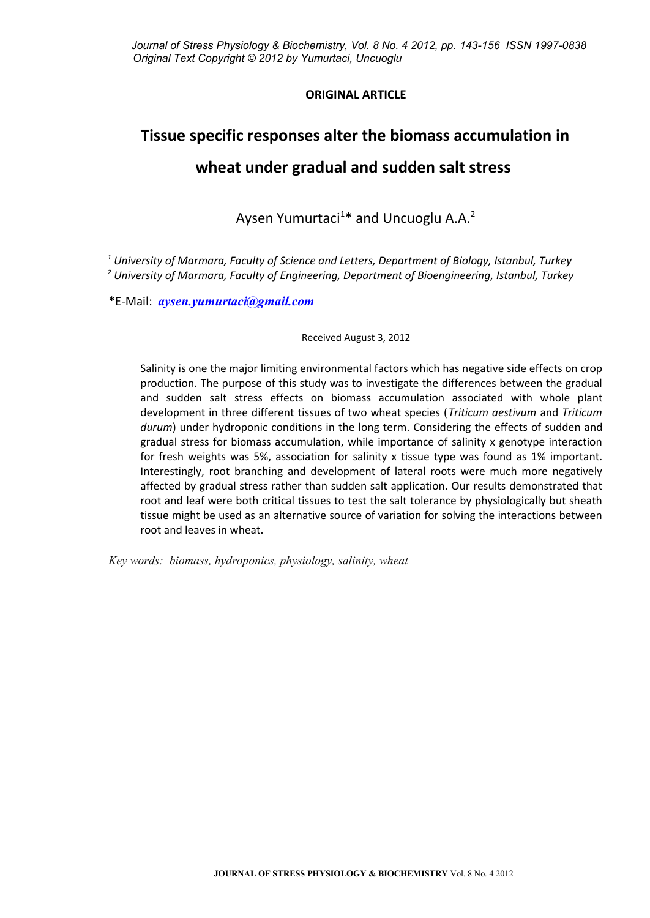**ORIGINAL ARTICLE**

# Tissue specific responses alter the biomass accumulation in wheat under gradual and sudden salt stress

Aysen Yumurtaci[1]* and Uncuoglu A.A.[2]

[1] *University of Marmara, Faculty of Science and Letters, Department of Biology, Istanbul, Turkey*
[2] *University of Marmara, Faculty of Engineering, Department of Bioengineering, Istanbul, Turkey*

*E-Mail: ***[aysen.yumurtaci@gmail.com](mailto:aysen.yumurtaci@gmail.com)***

Received August 3, 2012

Salinity is one the major limiting environmental factors which has negative side effects on crop production. The purpose of this study was to investigate the differences between the gradual and sudden salt stress effects on biomass accumulation associated with whole plant development in three different tissues of two wheat species (*Triticum aestivum* and *Triticum durum*) under hydroponic conditions in the long term. Considering the effects of sudden and gradual stress for biomass accumulation, while importance of salinity x genotype interaction for fresh weights was 5%, association for salinity x tissue type was found as 1% important. Interestingly, root branching and development of lateral roots were much more negatively affected by gradual stress rather than sudden salt application. Our results demonstrated that root and leaf were both critical tissues to test the salt tolerance by physiologically but sheath tissue might be used as an alternative source of variation for solving the interactions between root and leaves in wheat.

*Key words: biomass, hydroponics, physiology, salinity, wheat*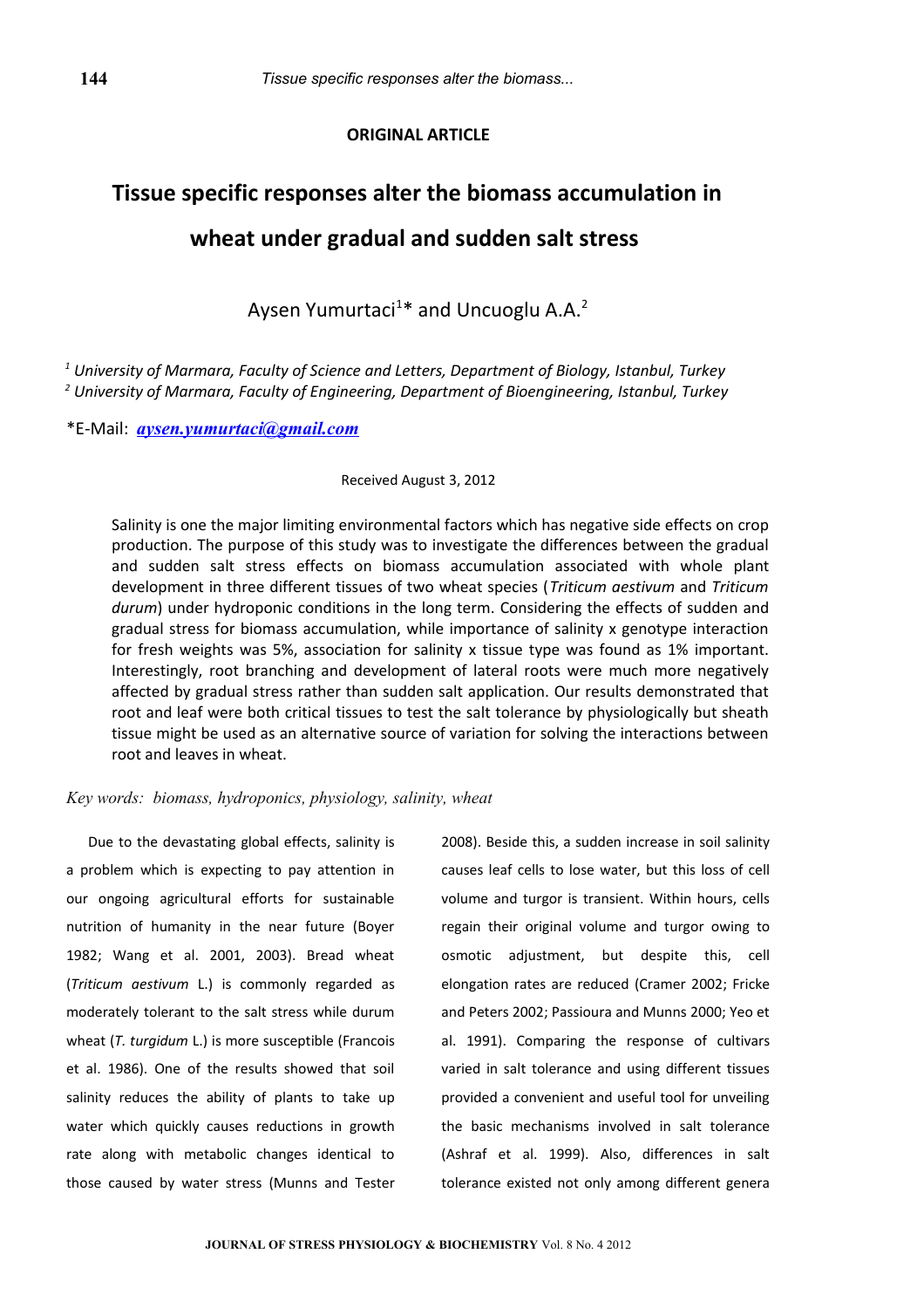**ORIGINAL ARTICLE**

# Tissue specific responses alter the biomass accumulation in wheat under gradual and sudden salt stress

Aysen Yumurtaci[1]* and Uncuoglu A.A.[2]

[1] *University of Marmara, Faculty of Science and Letters, Department of Biology, Istanbul, Turkey*
[2] *University of Marmara, Faculty of Engineering, Department of Bioengineering, Istanbul, Turkey*

*E-Mail: *aysen.yumurtaci@gmail.com*

Received August 3, 2012

Salinity is one the major limiting environmental factors which has negative side effects on crop production. The purpose of this study was to investigate the differences between the gradual and sudden salt stress effects on biomass accumulation associated with whole plant development in three different tissues of two wheat species (*Triticum aestivum* and *Triticum durum*) under hydroponic conditions in the long term. Considering the effects of sudden and gradual stress for biomass accumulation, while importance of salinity x genotype interaction for fresh weights was 5%, association for salinity x tissue type was found as 1% important. Interestingly, root branching and development of lateral roots were much more negatively affected by gradual stress rather than sudden salt application. Our results demonstrated that root and leaf were both critical tissues to test the salt tolerance by physiologically but sheath tissue might be used as an alternative source of variation for solving the interactions between root and leaves in wheat.

*Key words: biomass, hydroponics, physiology, salinity, wheat*

Due to the devastating global effects, salinity is a problem which is expecting to pay attention in our ongoing agricultural efforts for sustainable nutrition of humanity in the near future (Boyer 1982; Wang et al. 2001, 2003). Bread wheat (*Triticum aestivum* L.) is commonly regarded as moderately tolerant to the salt stress while durum wheat (*T. turgidum* L.) is more susceptible (Francois et al. 1986). One of the results showed that soil salinity reduces the ability of plants to take up water which quickly causes reductions in growth rate along with metabolic changes identical to those caused by water stress (Munns and Tester 2008). Beside this, a sudden increase in soil salinity causes leaf cells to lose water, but this loss of cell volume and turgor is transient. Within hours, cells regain their original volume and turgor owing to osmotic adjustment, but despite this, cell elongation rates are reduced (Cramer 2002; Fricke and Peters 2002; Passioura and Munns 2000; Yeo et al. 1991). Comparing the response of cultivars varied in salt tolerance and using different tissues provided a convenient and useful tool for unveiling the basic mechanisms involved in salt tolerance (Ashraf et al. 1999). Also, differences in salt tolerance existed not only among different genera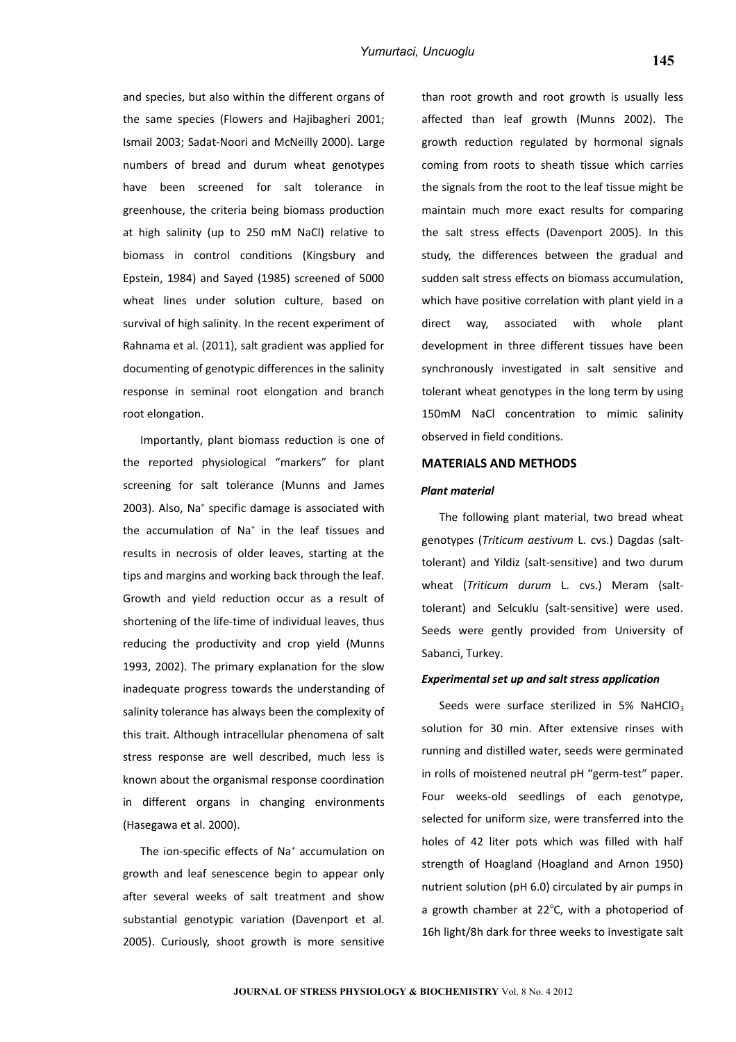and species, but also within the different organs of the same species (Flowers and Hajibagheri 2001; Ismail 2003; Sadat-Noori and McNeilly 2000). Large numbers of bread and durum wheat genotypes have been screened for salt tolerance in greenhouse, the criteria being biomass production at high salinity (up to 250 mM NaCl) relative to biomass in control conditions (Kingsbury and Epstein, 1984) and Sayed (1985) screened of 5000 wheat lines under solution culture, based on survival of high salinity. In the recent experiment of Rahnama et al. (2011), salt gradient was applied for documenting of genotypic differences in the salinity response in seminal root elongation and branch root elongation.

Importantly, plant biomass reduction is one of the reported physiological "markers" for plant screening for salt tolerance (Munns and James 2003). Also, $Na^+$ specific damage is associated with the accumulation of $Na^+$ in the leaf tissues and results in necrosis of older leaves, starting at the tips and margins and working back through the leaf. Growth and yield reduction occur as a result of shortening of the life-time of individual leaves, thus reducing the productivity and crop yield (Munns 1993, 2002). The primary explanation for the slow inadequate progress towards the understanding of salinity tolerance has always been the complexity of this trait. Although intracellular phenomena of salt stress response are well described, much less is known about the organismal response coordination in different organs in changing environments (Hasegawa et al. 2000).

The ion-specific effects of $Na^+$ accumulation on growth and leaf senescence begin to appear only after several weeks of salt treatment and show substantial genotypic variation (Davenport et al. 2005). Curiously, shoot growth is more sensitive than root growth and root growth is usually less affected than leaf growth (Munns 2002). The growth reduction regulated by hormonal signals coming from roots to sheath tissue which carries the signals from the root to the leaf tissue might be maintain much more exact results for comparing the salt stress effects (Davenport 2005). In this study, the differences between the gradual and sudden salt stress effects on biomass accumulation, which have positive correlation with plant yield in a direct way, associated with whole plant development in three different tissues have been synchronously investigated in salt sensitive and tolerant wheat genotypes in the long term by using 150mM NaCl concentration to mimic salinity observed in field conditions.

## MATERIALS AND METHODS

### *Plant material*

The following plant material, two bread wheat genotypes (*Triticum aestivum* L. cvs.) Dagdas (salt-tolerant) and Yildiz (salt-sensitive) and two durum wheat (*Triticum durum* L. cvs.) Meram (salt-tolerant) and Selcuklu (salt-sensitive) were used. Seeds were gently provided from University of Sabanci, Turkey.

### *Experimental set up and salt stress application*

Seeds were surface sterilized in 5% $NaHClO_3$ solution for 30 min. After extensive rinses with running and distilled water, seeds were germinated in rolls of moistened neutral pH "germ-test" paper. Four weeks-old seedlings of each genotype, selected for uniform size, were transferred into the holes of 42 liter pots which was filled with half strength of Hoagland (Hoagland and Arnon 1950) nutrient solution (pH 6.0) circulated by air pumps in a growth chamber at 22°C, with a photoperiod of 16h light/8h dark for three weeks to investigate salt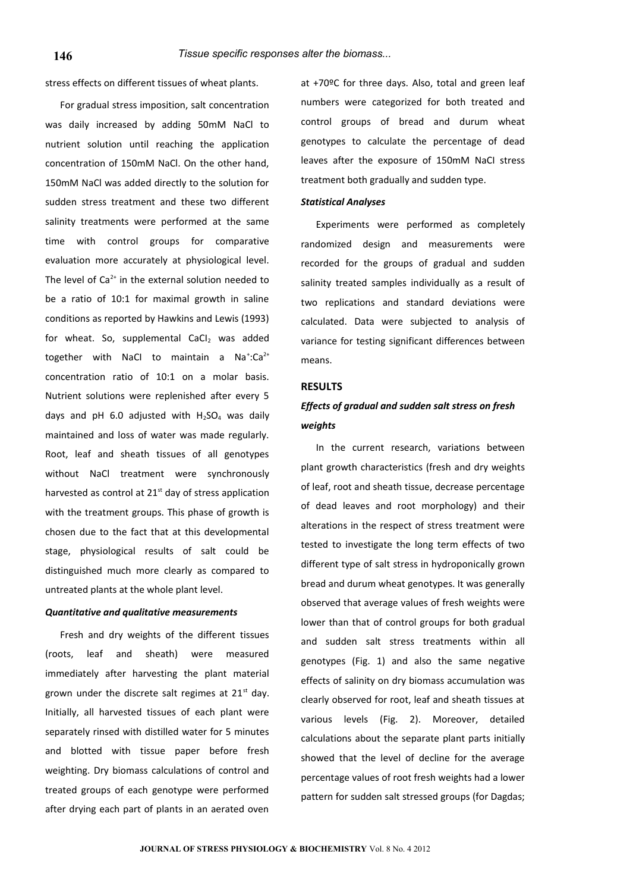stress effects on different tissues of wheat plants.

For gradual stress imposition, salt concentration was daily increased by adding 50mM NaCl to nutrient solution until reaching the application concentration of 150mM NaCl. On the other hand, 150mM NaCl was added directly to the solution for sudden stress treatment and these two different salinity treatments were performed at the same time with control groups for comparative evaluation more accurately at physiological level. The level of $Ca^{2+}$ in the external solution needed to be a ratio of 10:1 for maximal growth in saline conditions as reported by Hawkins and Lewis (1993) for wheat. So, supplemental $CaCl_2$ was added together with NaCl to maintain a $Na^+$:$Ca^{2+}$ concentration ratio of 10:1 on a molar basis. Nutrient solutions were replenished after every 5 days and pH 6.0 adjusted with $H_2SO_4$ was daily maintained and loss of water was made regularly. Root, leaf and sheath tissues of all genotypes without NaCl treatment were synchronously harvested as control at 21st day of stress application with the treatment groups. This phase of growth is chosen due to the fact that at this developmental stage, physiological results of salt could be distinguished much more clearly as compared to untreated plants at the whole plant level.

### *Quantitative and qualitative measurements*

Fresh and dry weights of the different tissues (roots, leaf and sheath) were measured immediately after harvesting the plant material grown under the discrete salt regimes at 21st day. Initially, all harvested tissues of each plant were separately rinsed with distilled water for 5 minutes and blotted with tissue paper before fresh weighting. Dry biomass calculations of control and treated groups of each genotype were performed after drying each part of plants in an aerated oven at +70ºC for three days. Also, total and green leaf numbers were categorized for both treated and control groups of bread and durum wheat genotypes to calculate the percentage of dead leaves after the exposure of 150mM NaCl stress treatment both gradually and sudden type.

### *Statistical Analyses*

Experiments were performed as completely randomized design and measurements were recorded for the groups of gradual and sudden salinity treated samples individually as a result of two replications and standard deviations were calculated. Data were subjected to analysis of variance for testing significant differences between means.

## RESULTS

### *Effects of gradual and sudden salt stress on fresh weights*

In the current research, variations between plant growth characteristics (fresh and dry weights of leaf, root and sheath tissue, decrease percentage of dead leaves and root morphology) and their alterations in the respect of stress treatment were tested to investigate the long term effects of two different type of salt stress in hydroponically grown bread and durum wheat genotypes. It was generally observed that average values of fresh weights were lower than that of control groups for both gradual and sudden salt stress treatments within all genotypes (Fig. 1) and also the same negative effects of salinity on dry biomass accumulation was clearly observed for root, leaf and sheath tissues at various levels (Fig. 2). Moreover, detailed calculations about the separate plant parts initially showed that the level of decline for the average percentage values of root fresh weights had a lower pattern for sudden salt stressed groups (for Dagdas;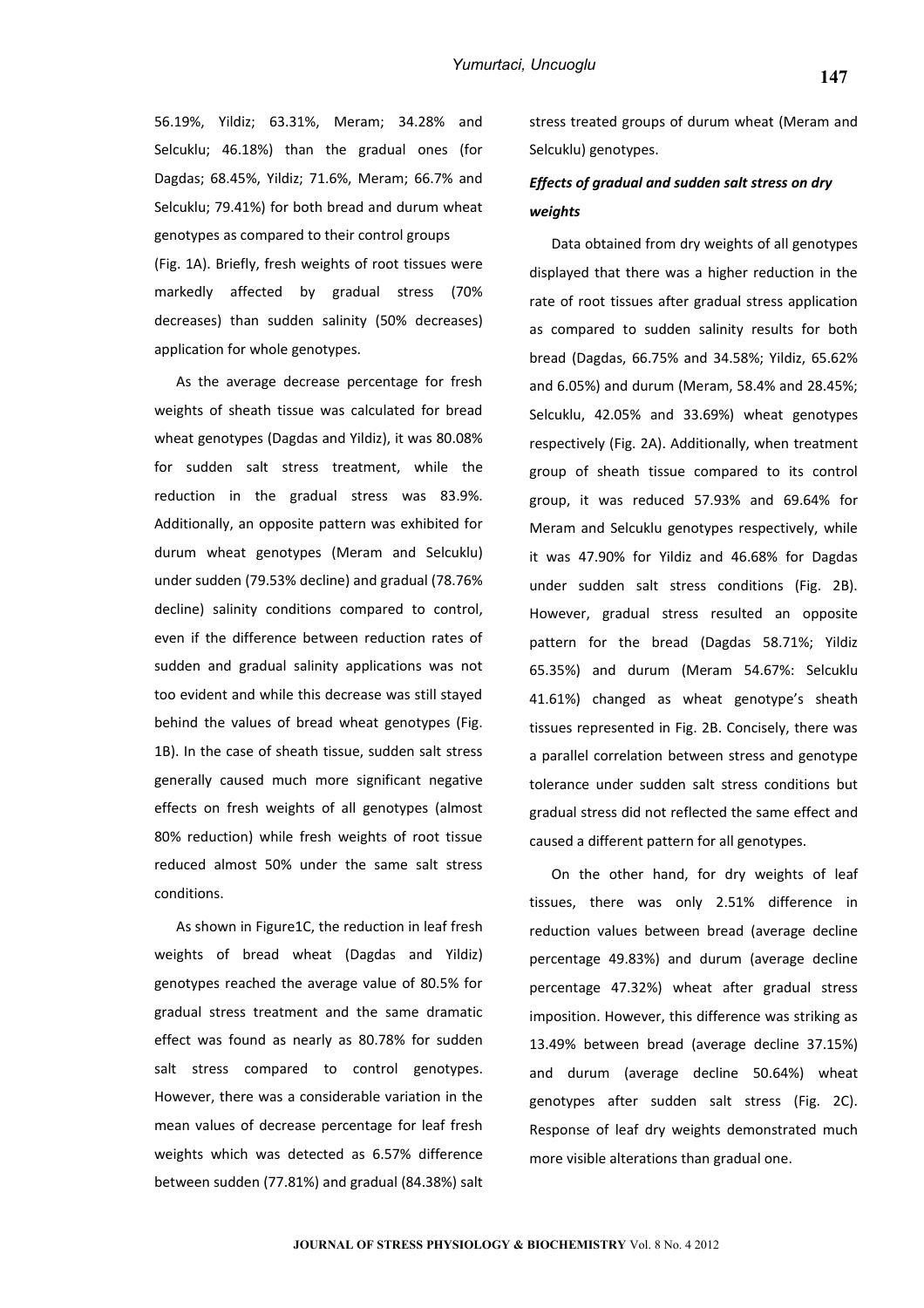56.19%, Yildiz; 63.31%, Meram; 34.28% and Selcuklu; 46.18%) than the gradual ones (for Dagdas; 68.45%, Yildiz; 71.6%, Meram; 66.7% and Selcuklu; 79.41%) for both bread and durum wheat genotypes as compared to their control groups (Fig. 1A). Briefly, fresh weights of root tissues were markedly affected by gradual stress (70% decreases) than sudden salinity (50% decreases) application for whole genotypes.

As the average decrease percentage for fresh weights of sheath tissue was calculated for bread wheat genotypes (Dagdas and Yildiz), it was 80.08% for sudden salt stress treatment, while the reduction in the gradual stress was 83.9%. Additionally, an opposite pattern was exhibited for durum wheat genotypes (Meram and Selcuklu) under sudden (79.53% decline) and gradual (78.76% decline) salinity conditions compared to control, even if the difference between reduction rates of sudden and gradual salinity applications was not too evident and while this decrease was still stayed behind the values of bread wheat genotypes (Fig. 1B). In the case of sheath tissue, sudden salt stress generally caused much more significant negative effects on fresh weights of all genotypes (almost 80% reduction) while fresh weights of root tissue reduced almost 50% under the same salt stress conditions.

As shown in Figure1C, the reduction in leaf fresh weights of bread wheat (Dagdas and Yildiz) genotypes reached the average value of 80.5% for gradual stress treatment and the same dramatic effect was found as nearly as 80.78% for sudden salt stress compared to control genotypes. However, there was a considerable variation in the mean values of decrease percentage for leaf fresh weights which was detected as 6.57% difference between sudden (77.81%) and gradual (84.38%) salt stress treated groups of durum wheat (Meram and Selcuklu) genotypes.

***Effects of gradual and sudden salt stress on dry weights***

Data obtained from dry weights of all genotypes displayed that there was a higher reduction in the rate of root tissues after gradual stress application as compared to sudden salinity results for both bread (Dagdas, 66.75% and 34.58%; Yildiz, 65.62% and 6.05%) and durum (Meram, 58.4% and 28.45%; Selcuklu, 42.05% and 33.69%) wheat genotypes respectively (Fig. 2A). Additionally, when treatment group of sheath tissue compared to its control group, it was reduced 57.93% and 69.64% for Meram and Selcuklu genotypes respectively, while it was 47.90% for Yildiz and 46.68% for Dagdas under sudden salt stress conditions (Fig. 2B). However, gradual stress resulted an opposite pattern for the bread (Dagdas 58.71%; Yildiz 65.35%) and durum (Meram 54.67%: Selcuklu 41.61%) changed as wheat genotype's sheath tissues represented in Fig. 2B. Concisely, there was a parallel correlation between stress and genotype tolerance under sudden salt stress conditions but gradual stress did not reflected the same effect and caused a different pattern for all genotypes.

On the other hand, for dry weights of leaf tissues, there was only 2.51% difference in reduction values between bread (average decline percentage 49.83%) and durum (average decline percentage 47.32%) wheat after gradual stress imposition. However, this difference was striking as 13.49% between bread (average decline 37.15%) and durum (average decline 50.64%) wheat genotypes after sudden salt stress (Fig. 2C). Response of leaf dry weights demonstrated much more visible alterations than gradual one.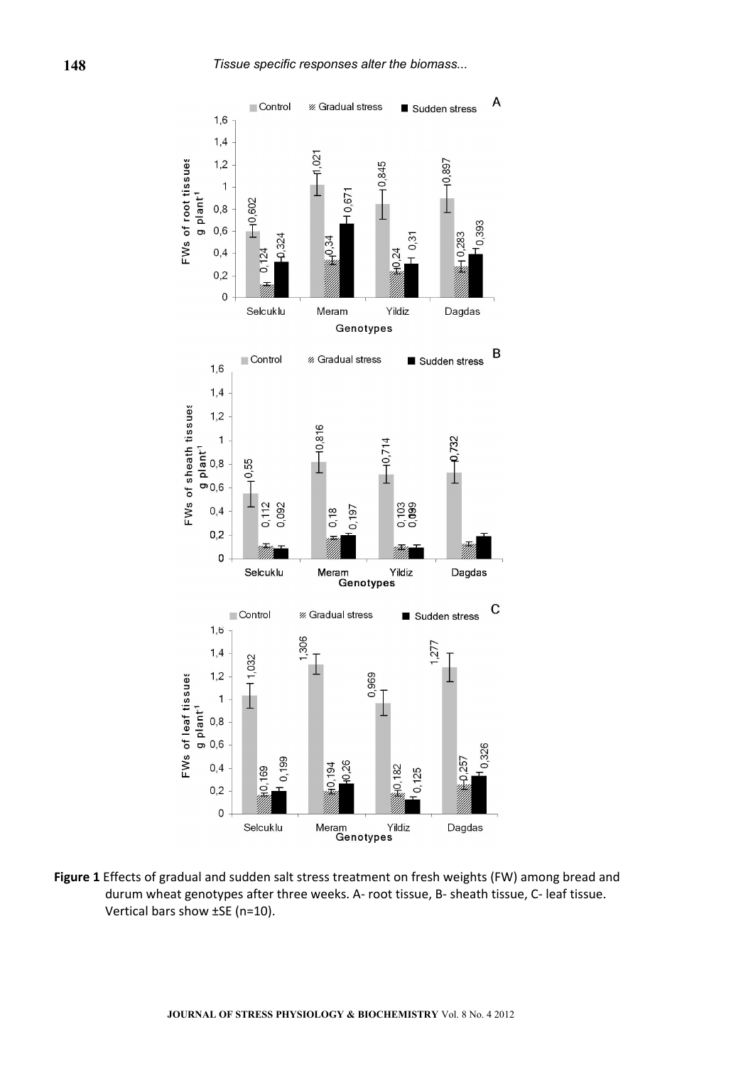**Figure 1** Effects of gradual and sudden salt stress treatment on fresh weights (FW) among bread and durum wheat genotypes after three weeks. A- root tissue, B- sheath tissue, C- leaf tissue. Vertical bars show ±SE (n=10).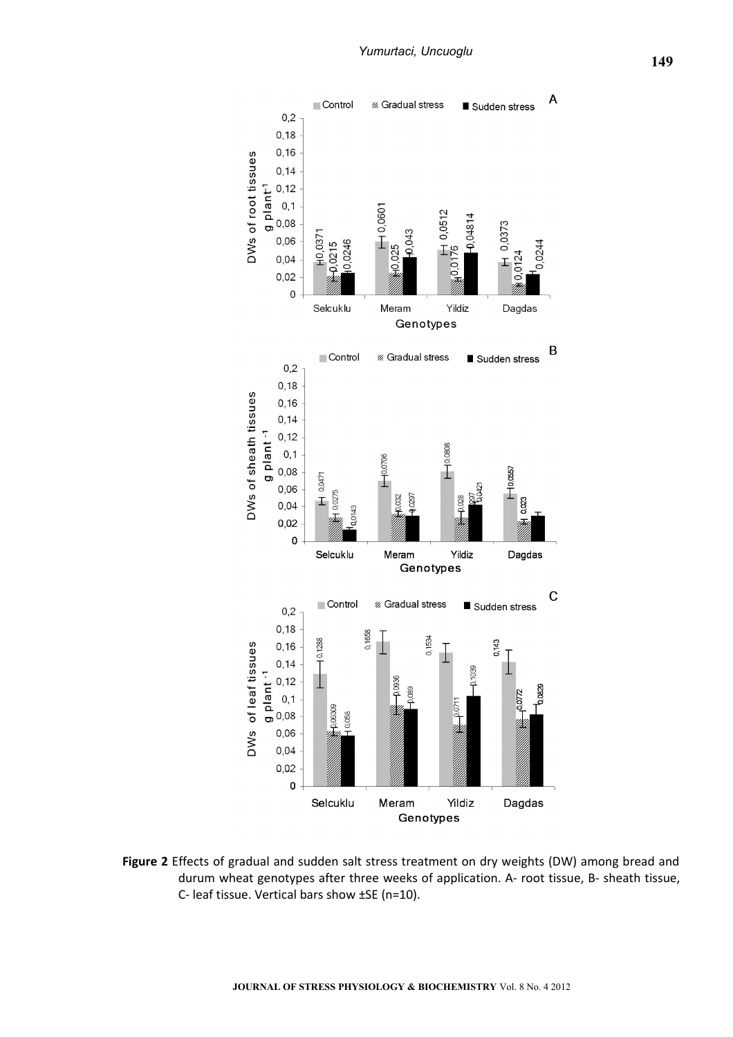**Figure 2** Effects of gradual and sudden salt stress treatment on dry weights (DW) among bread and durum wheat genotypes after three weeks of application. A- root tissue, B- sheath tissue, C- leaf tissue. Vertical bars show ±SE (n=10).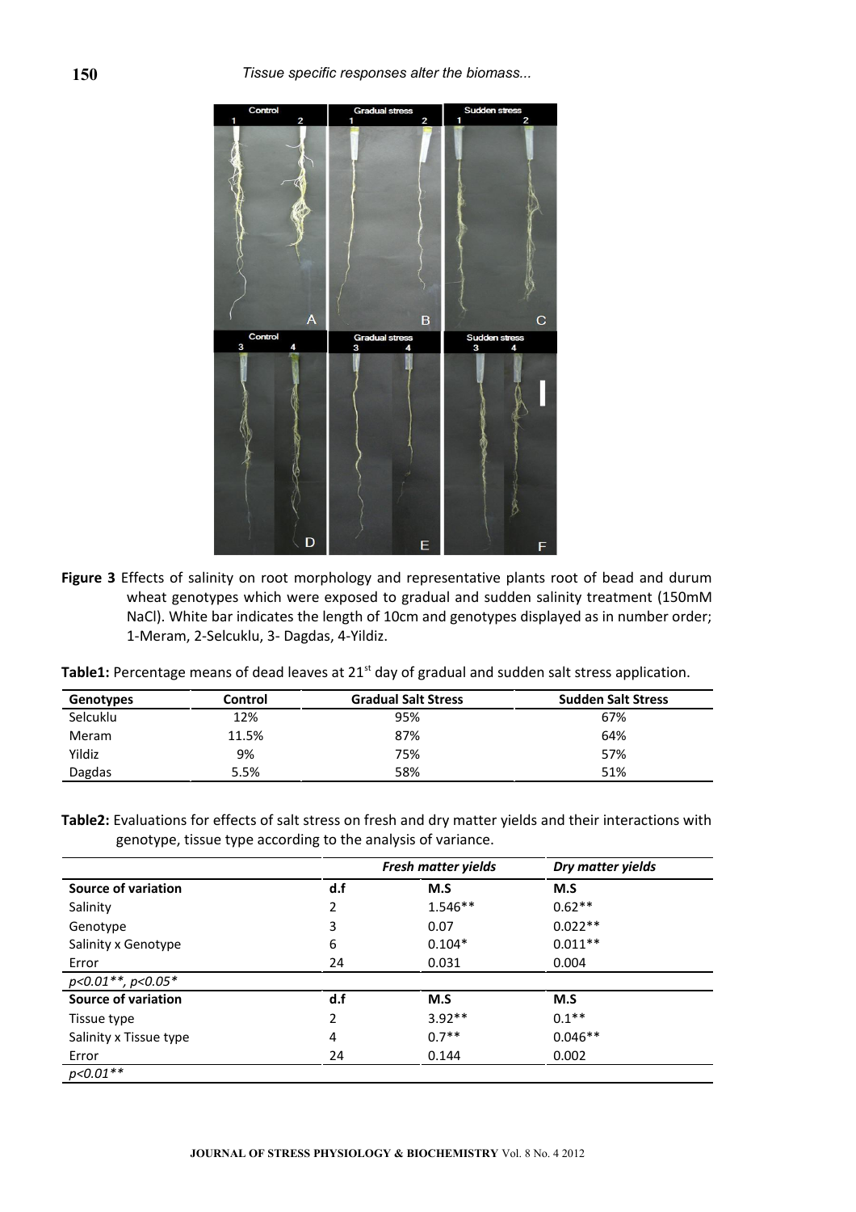Figure 3 Effects of salinity on root morphology and representative plants root of bead and durum wheat genotypes which were exposed to gradual and sudden salinity treatment (150mM NaCl). White bar indicates the length of 10cm and genotypes displayed as in number order; 1-Meram, 2-Selcuklu, 3- Dagdas, 4-Yildiz.

**Table1:** Percentage means of dead leaves at 21[st] day of gradual and sudden salt stress application.

| Genotypes | Control | Gradual Salt Stress | Sudden Salt Stress |
|---|---|---|---|
| Selcuklu | 12% | 95% | 67% |
| Meram | 11.5% | 87% | 64% |
| Yildiz | 9% | 75% | 57% |
| Dagdas | 5.5% | 58% | 51% |

**Table2:** Evaluations for effects of salt stress on fresh and dry matter yields and their interactions with genotype, tissue type according to the analysis of variance.

| | | *Fresh matter yields* | *Dry matter yields* |
|---|---|---|---|
| **Source of variation** | **d.f** | **M.S** | **M.S** |
| Salinity | 2 | 1.546** | 0.62** |
| Genotype | 3 | 0.07 | 0.022** |
| Salinity x Genotype | 6 | 0.104* | 0.011** |
| Error | 24 | 0.031 | 0.004 |
| *p<0.01**, p<0.05** | | | |
| **Source of variation** | **d.f** | **M.S** | **M.S** |
| Tissue type | 2 | 3.92** | 0.1** |
| Salinity x Tissue type | 4 | 0.7** | 0.046** |
| Error | 24 | 0.144 | 0.002 |
| *p<0.01*** | | | |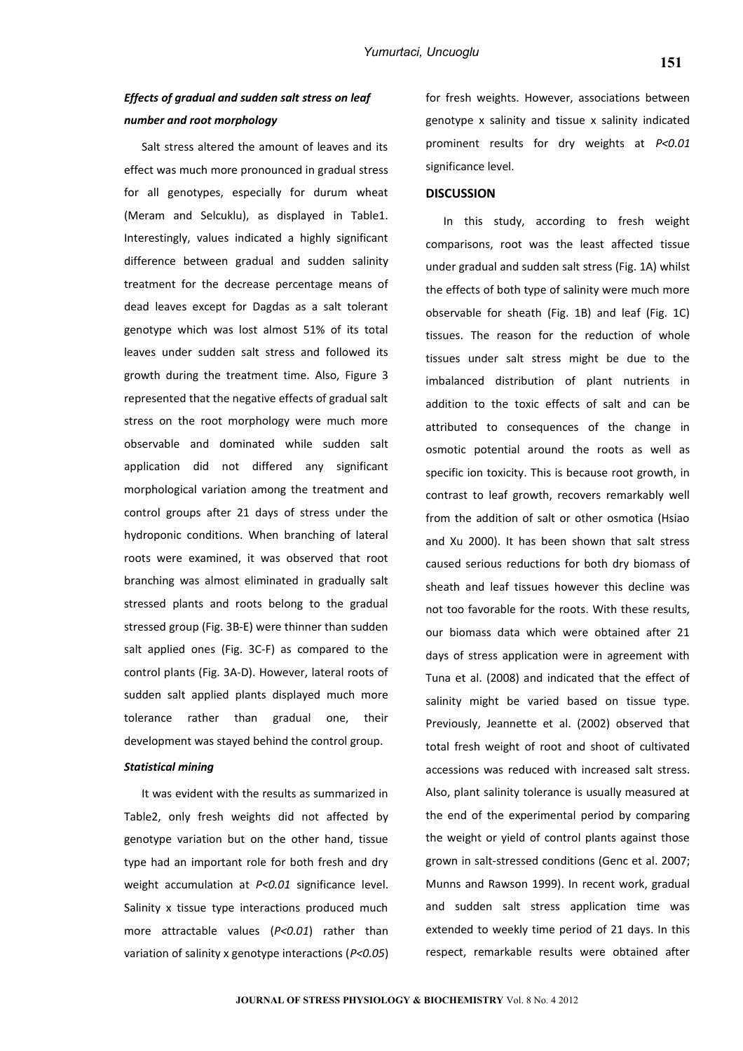### *Effects of gradual and sudden salt stress on leaf number and root morphology*

Salt stress altered the amount of leaves and its effect was much more pronounced in gradual stress for all genotypes, especially for durum wheat (Meram and Selcuklu), as displayed in Table1. Interestingly, values indicated a highly significant difference between gradual and sudden salinity treatment for the decrease percentage means of dead leaves except for Dagdas as a salt tolerant genotype which was lost almost 51% of its total leaves under sudden salt stress and followed its growth during the treatment time. Also, Figure 3 represented that the negative effects of gradual salt stress on the root morphology were much more observable and dominated while sudden salt application did not differed any significant morphological variation among the treatment and control groups after 21 days of stress under the hydroponic conditions. When branching of lateral roots were examined, it was observed that root branching was almost eliminated in gradually salt stressed plants and roots belong to the gradual stressed group (Fig. 3B-E) were thinner than sudden salt applied ones (Fig. 3C-F) as compared to the control plants (Fig. 3A-D). However, lateral roots of sudden salt applied plants displayed much more tolerance rather than gradual one, their development was stayed behind the control group.

### *Statistical mining*

It was evident with the results as summarized in Table2, only fresh weights did not affected by genotype variation but on the other hand, tissue type had an important role for both fresh and dry weight accumulation at *P<0.01* significance level. Salinity x tissue type interactions produced much more attractable values (*P<0.01*) rather than variation of salinity x genotype interactions (*P<0.05*) for fresh weights. However, associations between genotype x salinity and tissue x salinity indicated prominent results for dry weights at *P<0.01* significance level.

## DISCUSSION

In this study, according to fresh weight comparisons, root was the least affected tissue under gradual and sudden salt stress (Fig. 1A) whilst the effects of both type of salinity were much more observable for sheath (Fig. 1B) and leaf (Fig. 1C) tissues. The reason for the reduction of whole tissues under salt stress might be due to the imbalanced distribution of plant nutrients in addition to the toxic effects of salt and can be attributed to consequences of the change in osmotic potential around the roots as well as specific ion toxicity. This is because root growth, in contrast to leaf growth, recovers remarkably well from the addition of salt or other osmotica (Hsiao and Xu 2000). It has been shown that salt stress caused serious reductions for both dry biomass of sheath and leaf tissues however this decline was not too favorable for the roots. With these results, our biomass data which were obtained after 21 days of stress application were in agreement with Tuna et al. (2008) and indicated that the effect of salinity might be varied based on tissue type. Previously, Jeannette et al. (2002) observed that total fresh weight of root and shoot of cultivated accessions was reduced with increased salt stress. Also, plant salinity tolerance is usually measured at the end of the experimental period by comparing the weight or yield of control plants against those grown in salt-stressed conditions (Genc et al. 2007; Munns and Rawson 1999). In recent work, gradual and sudden salt stress application time was extended to weekly time period of 21 days. In this respect, remarkable results were obtained after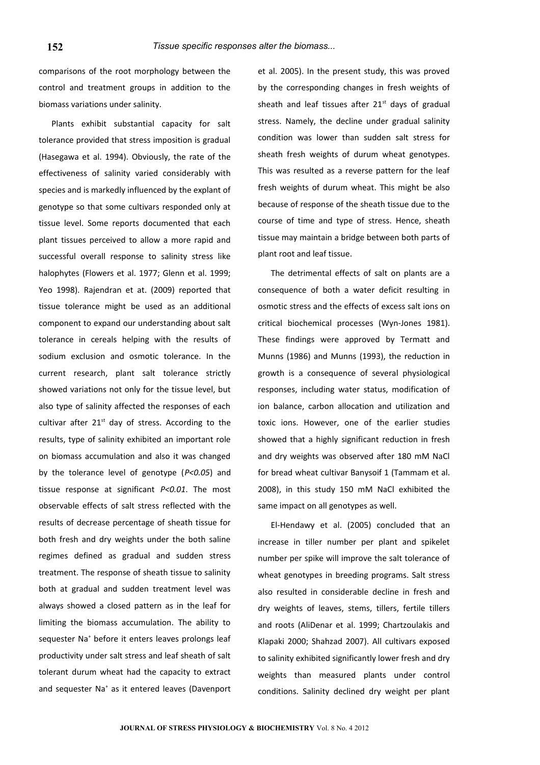comparisons of the root morphology between the control and treatment groups in addition to the biomass variations under salinity.

Plants exhibit substantial capacity for salt tolerance provided that stress imposition is gradual (Hasegawa et al. 1994). Obviously, the rate of the effectiveness of salinity varied considerably with species and is markedly influenced by the explant of genotype so that some cultivars responded only at tissue level. Some reports documented that each plant tissues perceived to allow a more rapid and successful overall response to salinity stress like halophytes (Flowers et al. 1977; Glenn et al. 1999; Yeo 1998). Rajendran et at. (2009) reported that tissue tolerance might be used as an additional component to expand our understanding about salt tolerance in cereals helping with the results of sodium exclusion and osmotic tolerance. In the current research, plant salt tolerance strictly showed variations not only for the tissue level, but also type of salinity affected the responses of each cultivar after 21[st] day of stress. According to the results, type of salinity exhibited an important role on biomass accumulation and also it was changed by the tolerance level of genotype (*P<0.05*) and tissue response at significant *P<0.01*. The most observable effects of salt stress reflected with the results of decrease percentage of sheath tissue for both fresh and dry weights under the both saline regimes defined as gradual and sudden stress treatment. The response of sheath tissue to salinity both at gradual and sudden treatment level was always showed a closed pattern as in the leaf for limiting the biomass accumulation. The ability to sequester $Na^+$ before it enters leaves prolongs leaf productivity under salt stress and leaf sheath of salt tolerant durum wheat had the capacity to extract and sequester $Na^+$ as it entered leaves (Davenport et al. 2005). In the present study, this was proved by the corresponding changes in fresh weights of sheath and leaf tissues after 21[st] days of gradual stress. Namely, the decline under gradual salinity condition was lower than sudden salt stress for sheath fresh weights of durum wheat genotypes. This was resulted as a reverse pattern for the leaf fresh weights of durum wheat. This might be also because of response of the sheath tissue due to the course of time and type of stress. Hence, sheath tissue may maintain a bridge between both parts of plant root and leaf tissue.

The detrimental effects of salt on plants are a consequence of both a water deficit resulting in osmotic stress and the effects of excess salt ions on critical biochemical processes (Wyn-Jones 1981). These findings were approved by Termatt and Munns (1986) and Munns (1993), the reduction in growth is a consequence of several physiological responses, including water status, modification of ion balance, carbon allocation and utilization and toxic ions. However, one of the earlier studies showed that a highly significant reduction in fresh and dry weights was observed after 180 mM NaCl for bread wheat cultivar Banysoif 1 (Tammam et al. 2008), in this study 150 mM NaCl exhibited the same impact on all genotypes as well.

El-Hendawy et al. (2005) concluded that an increase in tiller number per plant and spikelet number per spike will improve the salt tolerance of wheat genotypes in breeding programs. Salt stress also resulted in considerable decline in fresh and dry weights of leaves, stems, tillers, fertile tillers and roots (AliDenar et al. 1999; Chartzoulakis and Klapaki 2000; Shahzad 2007). All cultivars exposed to salinity exhibited significantly lower fresh and dry weights than measured plants under control conditions. Salinity declined dry weight per plant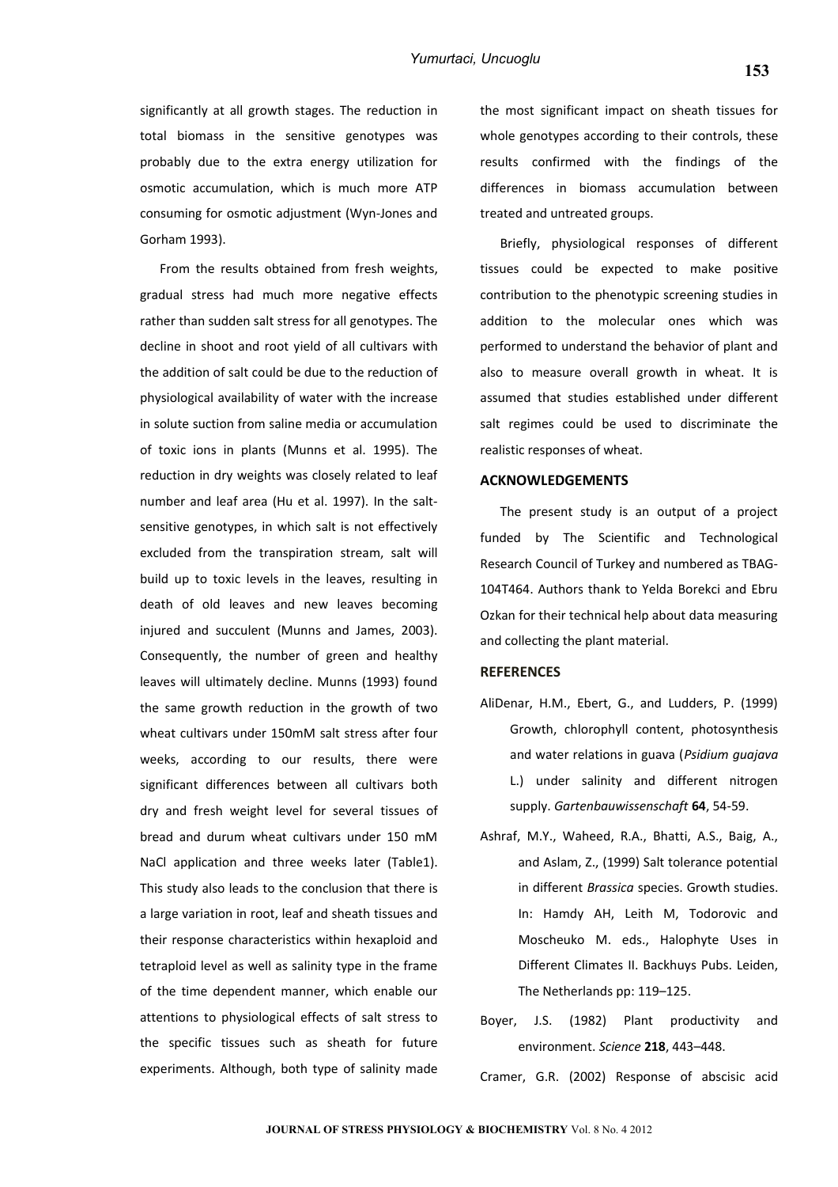significantly at all growth stages. The reduction in total biomass in the sensitive genotypes was probably due to the extra energy utilization for osmotic accumulation, which is much more ATP consuming for osmotic adjustment (Wyn-Jones and Gorham 1993).

From the results obtained from fresh weights, gradual stress had much more negative effects rather than sudden salt stress for all genotypes. The decline in shoot and root yield of all cultivars with the addition of salt could be due to the reduction of physiological availability of water with the increase in solute suction from saline media or accumulation of toxic ions in plants (Munns et al. 1995). The reduction in dry weights was closely related to leaf number and leaf area (Hu et al. 1997). In the salt-sensitive genotypes, in which salt is not effectively excluded from the transpiration stream, salt will build up to toxic levels in the leaves, resulting in death of old leaves and new leaves becoming injured and succulent (Munns and James, 2003). Consequently, the number of green and healthy leaves will ultimately decline. Munns (1993) found the same growth reduction in the growth of two wheat cultivars under 150mM salt stress after four weeks, according to our results, there were significant differences between all cultivars both dry and fresh weight level for several tissues of bread and durum wheat cultivars under 150 mM NaCl application and three weeks later (Table1). This study also leads to the conclusion that there is a large variation in root, leaf and sheath tissues and their response characteristics within hexaploid and tetraploid level as well as salinity type in the frame of the time dependent manner, which enable our attentions to physiological effects of salt stress to the specific tissues such as sheath for future experiments. Although, both type of salinity made the most significant impact on sheath tissues for whole genotypes according to their controls, these results confirmed with the findings of the differences in biomass accumulation between treated and untreated groups.

Briefly, physiological responses of different tissues could be expected to make positive contribution to the phenotypic screening studies in addition to the molecular ones which was performed to understand the behavior of plant and also to measure overall growth in wheat. It is assumed that studies established under different salt regimes could be used to discriminate the realistic responses of wheat.

## ACKNOWLEDGEMENTS

The present study is an output of a project funded by The Scientific and Technological Research Council of Turkey and numbered as TBAG-104T464. Authors thank to Yelda Borekci and Ebru Ozkan for their technical help about data measuring and collecting the plant material.

## REFERENCES

AliDenar, H.M., Ebert, G., and Ludders, P. (1999) Growth, chlorophyll content, photosynthesis and water relations in guava (*Psidium guajava* L.) under salinity and different nitrogen supply. *Gartenbauwissenschaft* **64**, 54-59.

Ashraf, M.Y., Waheed, R.A., Bhatti, A.S., Baig, A., and Aslam, Z., (1999) Salt tolerance potential in different *Brassica* species. Growth studies. In: Hamdy AH, Leith M, Todorovic and Moscheuko M. eds., Halophyte Uses in Different Climates II. Backhuys Pubs. Leiden, The Netherlands pp: 119–125.

Boyer, J.S. (1982) Plant productivity and environment. *Science* **218**, 443–448.

Cramer, G.R. (2002) Response of abscisic acid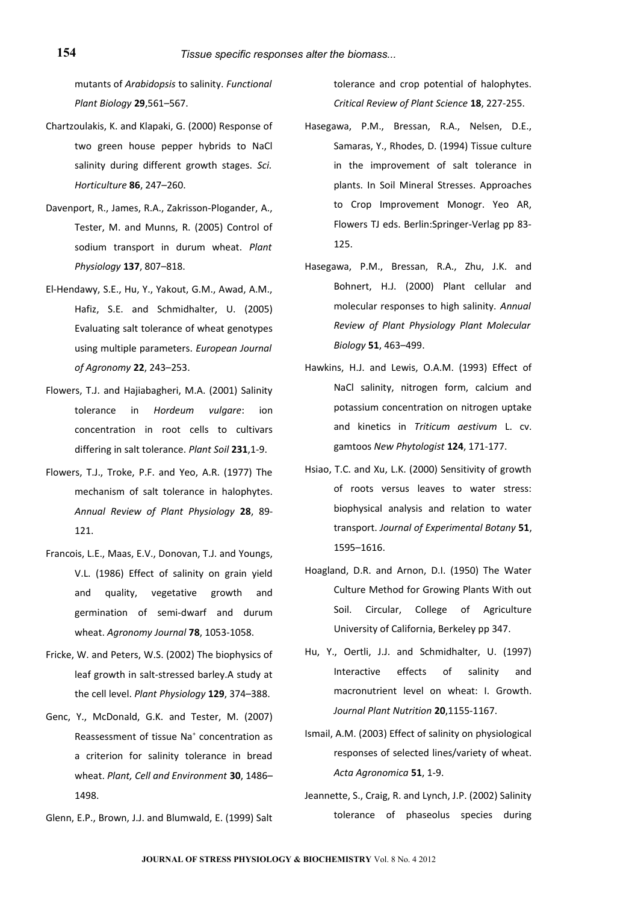mutants of *Arabidopsis* to salinity. *Functional Plant Biology* **29**,561–567.

Chartzoulakis, K. and Klapaki, G. (2000) Response of two green house pepper hybrids to NaCl salinity during different growth stages. *Sci. Horticulture* **86**, 247–260.

Davenport, R., James, R.A., Zakrisson-Plogander, A., Tester, M. and Munns, R. (2005) Control of sodium transport in durum wheat. *Plant Physiology* **137**, 807–818.

El-Hendawy, S.E., Hu, Y., Yakout, G.M., Awad, A.M., Hafiz, S.E. and Schmidhalter, U. (2005) Evaluating salt tolerance of wheat genotypes using multiple parameters. *European Journal of Agronomy* **22**, 243–253.

Flowers, T.J. and Hajiabagheri, M.A. (2001) Salinity tolerance in *Hordeum vulgare*: ion concentration in root cells to cultivars differing in salt tolerance. *Plant Soil* **231**,1-9.

Flowers, T.J., Troke, P.F. and Yeo, A.R. (1977) The mechanism of salt tolerance in halophytes. *Annual Review of Plant Physiology* **28**, 89-121.

Francois, L.E., Maas, E.V., Donovan, T.J. and Youngs, V.L. (1986) Effect of salinity on grain yield and quality, vegetative growth and germination of semi-dwarf and durum wheat. *Agronomy Journal* **78**, 1053-1058.

Fricke, W. and Peters, W.S. (2002) The biophysics of leaf growth in salt-stressed barley.A study at the cell level. *Plant Physiology* **129**, 374–388.

Genc, Y., McDonald, G.K. and Tester, M. (2007) Reassessment of tissue $Na^+$ concentration as a criterion for salinity tolerance in bread wheat. *Plant, Cell and Environment* **30**, 1486–1498.

Glenn, E.P., Brown, J.J. and Blumwald, E. (1999) Salt tolerance and crop potential of halophytes. *Critical Review of Plant Science* **18**, 227-255.

Hasegawa, P.M., Bressan, R.A., Nelsen, D.E., Samaras, Y., Rhodes, D. (1994) Tissue culture in the improvement of salt tolerance in plants. In Soil Mineral Stresses. Approaches to Crop Improvement Monogr. Yeo AR, Flowers TJ eds. Berlin:Springer-Verlag pp 83-125.

Hasegawa, P.M., Bressan, R.A., Zhu, J.K. and Bohnert, H.J. (2000) Plant cellular and molecular responses to high salinity. *Annual Review of Plant Physiology Plant Molecular Biology* **51**, 463–499.

Hawkins, H.J. and Lewis, O.A.M. (1993) Effect of NaCl salinity, nitrogen form, calcium and potassium concentration on nitrogen uptake and kinetics in *Triticum aestivum* L. cv. gamtoos *New Phytologist* **124**, 171-177.

Hsiao, T.C. and Xu, L.K. (2000) Sensitivity of growth of roots versus leaves to water stress: biophysical analysis and relation to water transport. *Journal of Experimental Botany* **51**, 1595–1616.

Hoagland, D.R. and Arnon, D.I. (1950) The Water Culture Method for Growing Plants With out Soil. Circular, College of Agriculture University of California, Berkeley pp 347.

Hu, Y., Oertli, J.J. and Schmidhalter, U. (1997) Interactive effects of salinity and macronutrient level on wheat: I. Growth. *Journal Plant Nutrition* **20**,1155-1167.

Ismail, A.M. (2003) Effect of salinity on physiological responses of selected lines/variety of wheat. *Acta Agronomica* **51**, 1-9.

Jeannette, S., Craig, R. and Lynch, J.P. (2002) Salinity tolerance of phaseolus species during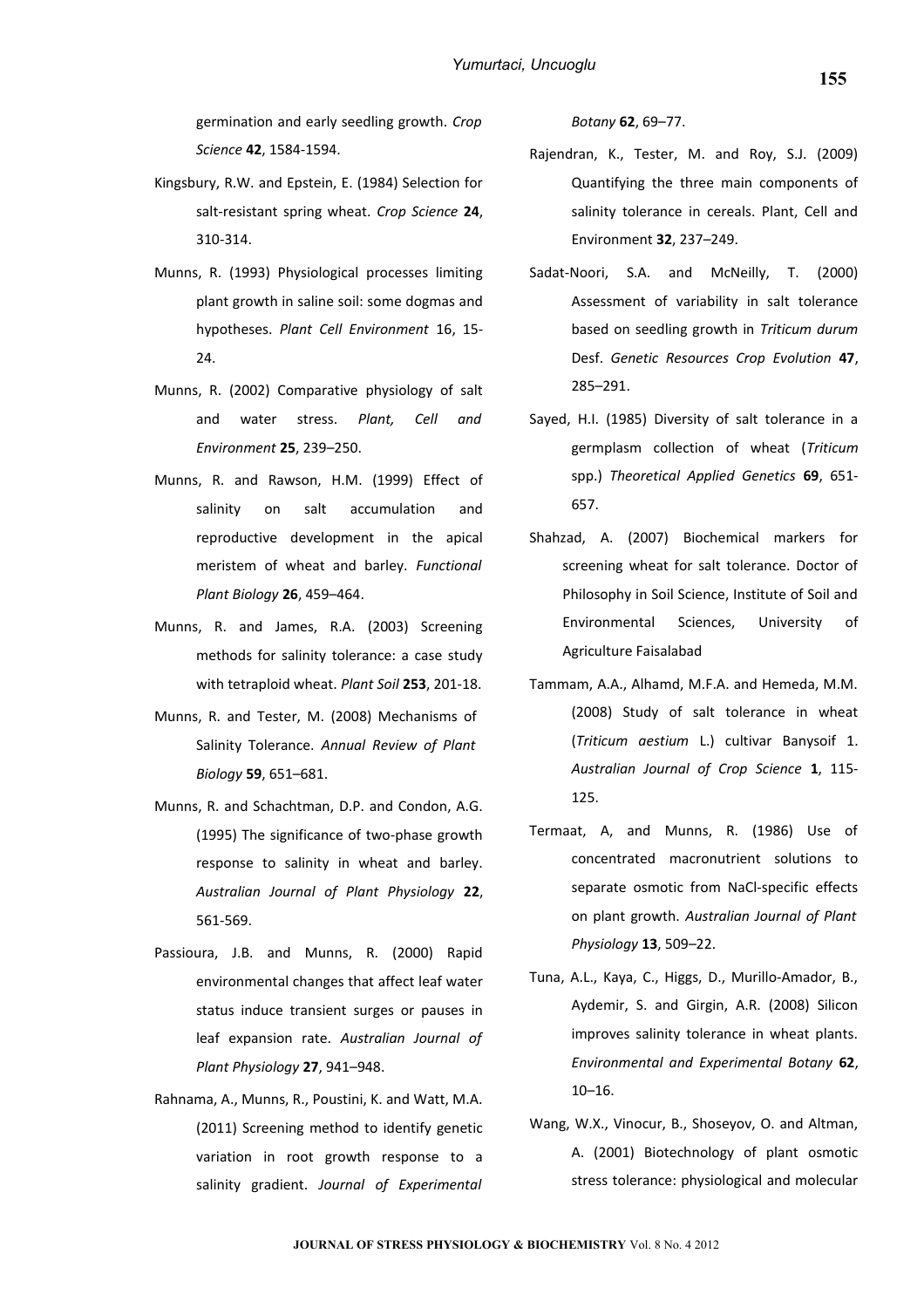germination and early seedling growth. *Crop Science* **42**, 1584-1594.

Kingsbury, R.W. and Epstein, E. (1984) Selection for salt-resistant spring wheat. *Crop Science* **24**, 310-314.

Munns, R. (1993) Physiological processes limiting plant growth in saline soil: some dogmas and hypotheses. *Plant Cell Environment* 16, 15-24.

Munns, R. (2002) Comparative physiology of salt and water stress. *Plant, Cell and Environment* **25**, 239–250.

Munns, R. and Rawson, H.M. (1999) Effect of salinity on salt accumulation and reproductive development in the apical meristem of wheat and barley. *Functional Plant Biology* **26**, 459–464.

Munns, R. and James, R.A. (2003) Screening methods for salinity tolerance: a case study with tetraploid wheat. *Plant Soil* **253**, 201-18.

Munns, R. and Tester, M. (2008) Mechanisms of Salinity Tolerance. *Annual Review of Plant Biology* **59**, 651–681.

Munns, R. and Schachtman, D.P. and Condon, A.G. (1995) The significance of two-phase growth response to salinity in wheat and barley. *Australian Journal of Plant Physiology* **22**, 561-569.

Passioura, J.B. and Munns, R. (2000) Rapid environmental changes that affect leaf water status induce transient surges or pauses in leaf expansion rate. *Australian Journal of Plant Physiology* **27**, 941–948.

Rahnama, A., Munns, R., Poustini, K. and Watt, M.A. (2011) Screening method to identify genetic variation in root growth response to a salinity gradient. *Journal of Experimental Botany* **62**, 69–77.

Rajendran, K., Tester, M. and Roy, S.J. (2009) Quantifying the three main components of salinity tolerance in cereals. Plant, Cell and Environment **32**, 237–249.

Sadat-Noori, S.A. and McNeilly, T. (2000) Assessment of variability in salt tolerance based on seedling growth in *Triticum durum* Desf. *Genetic Resources Crop Evolution* **47**, 285–291.

Sayed, H.I. (1985) Diversity of salt tolerance in a germplasm collection of wheat (*Triticum* spp.) *Theoretical Applied Genetics* **69**, 651-657.

Shahzad, A. (2007) Biochemical markers for screening wheat for salt tolerance. Doctor of Philosophy in Soil Science, Institute of Soil and Environmental Sciences, University of Agriculture Faisalabad

Tammam, A.A., Alhamd, M.F.A. and Hemeda, M.M. (2008) Study of salt tolerance in wheat (*Triticum aestium* L.) cultivar Banysoif 1. *Australian Journal of Crop Science* **1**, 115-125.

Termaat, A, and Munns, R. (1986) Use of concentrated macronutrient solutions to separate osmotic from NaCl-specific effects on plant growth. *Australian Journal of Plant Physiology* **13**, 509–22.

Tuna, A.L., Kaya, C., Higgs, D., Murillo-Amador, B., Aydemir, S. and Girgin, A.R. (2008) Silicon improves salinity tolerance in wheat plants. *Environmental and Experimental Botany* **62**, 10–16.

Wang, W.X., Vinocur, B., Shoseyov, O. and Altman, A. (2001) Biotechnology of plant osmotic stress tolerance: physiological and molecular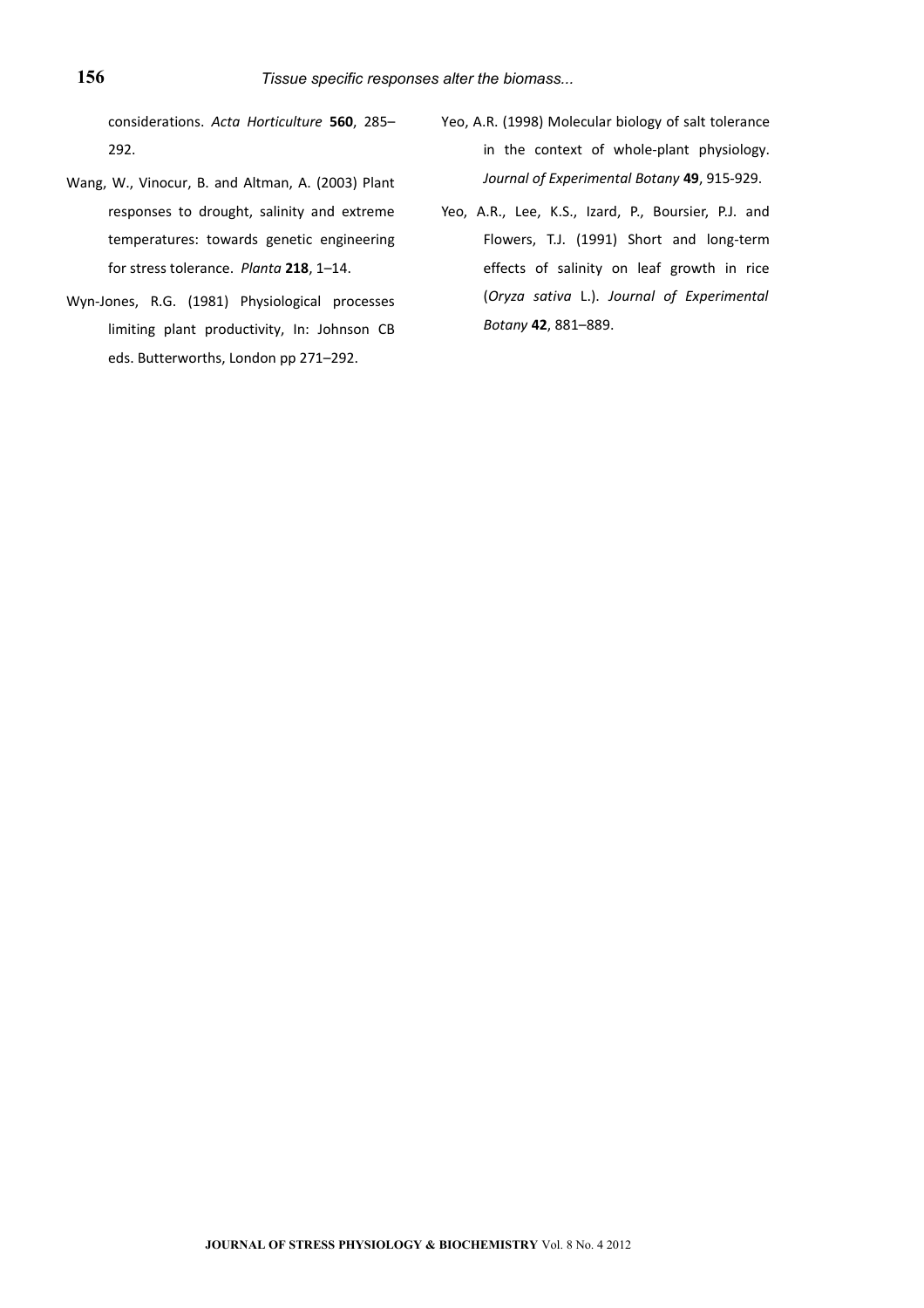considerations. *Acta Horticulture* **560**, 285–292.

Wang, W., Vinocur, B. and Altman, A. (2003) Plant responses to drought, salinity and extreme temperatures: towards genetic engineering for stress tolerance. *Planta* **218**, 1–14.

Wyn-Jones, R.G. (1981) Physiological processes limiting plant productivity, In: Johnson CB eds. Butterworths, London pp 271–292.

Yeo, A.R. (1998) Molecular biology of salt tolerance in the context of whole-plant physiology. *Journal of Experimental Botany* **49**, 915-929.

Yeo, A.R., Lee, K.S., Izard, P., Boursier, P.J. and Flowers, T.J. (1991) Short and long-term effects of salinity on leaf growth in rice (*Oryza sativa* L.). *Journal of Experimental Botany* **42**, 881–889.